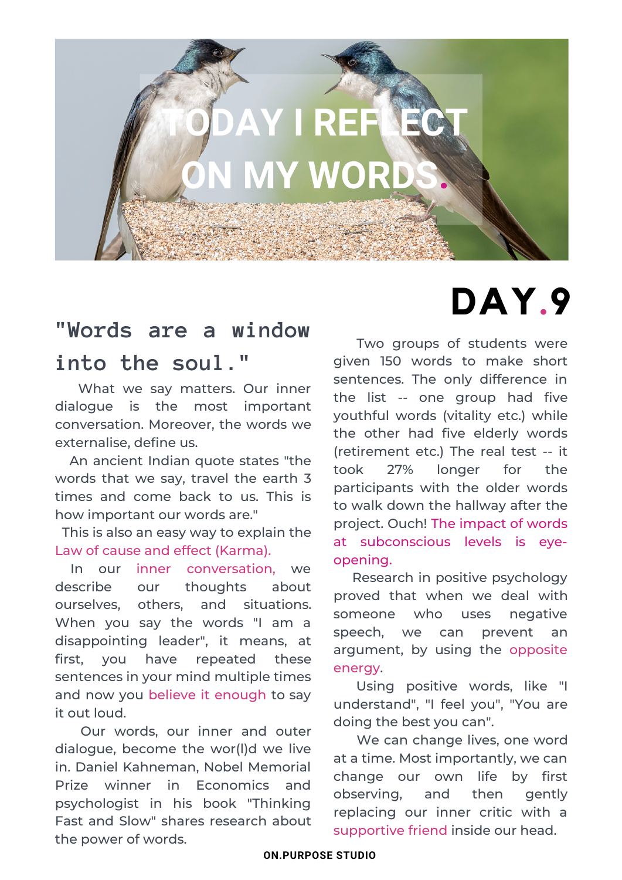# TODAY I REFLECT ON MY WORDS.

# DAY.9

## "Words are a window into the soul."

What we say matters. Our inner dialogue is the most important conversation. Moreover, the words we externalise, define us.

An ancient Indian quote states "the words that we say, travel the earth 3 times and come back to us. This is how important our words are."

This is also an easy way to explain the Law of cause and effect (Karma).

In our inner conversation, we describe our thoughts about ourselves, others, and situations. When you say the words "I am a disappointing leader", it means, at first, you have repeated these sentences in your mind multiple times and now you believe it enough to say it out loud.

Our words, our inner and outer dialogue, become the wor(l)d we live in. Daniel Kahneman, Nobel Memorial Prize winner in Economics and psychologist in his book "Thinking Fast and Slow" shares research about the power of words.

Two groups of students were given 150 words to make short sentences. The only difference in the list -- one group had five youthful words (vitality etc.) while the other had five elderly words (retirement etc.) The real test -- it took 27% longer for the participants with the older words to walk down the hallway after the project. Ouch! The impact of words at subconscious levels is eye-opening.

Research in positive psychology proved that when we deal with someone who uses negative speech, we can prevent an argument, by using the opposite energy.

Using positive words, like "I understand", "I feel you", "You are doing the best you can".

We can change lives, one word at a time. Most importantly, we can change our own life by first observing, and then gently replacing our inner critic with a supportive friend inside our head.

**ON.PURPOSE STUDIO**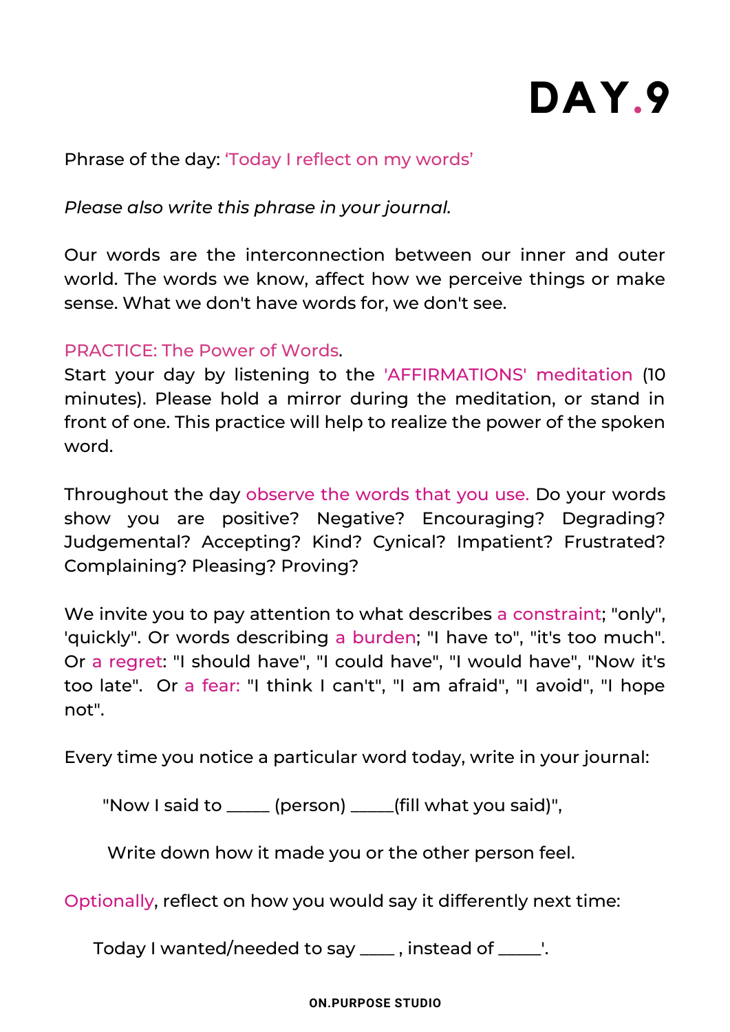# DAY.9

Phrase of the day: 'Today I reflect on my words'

*Please also write this phrase in your journal.*

Our words are the interconnection between our inner and outer world. The words we know, affect how we perceive things or make sense. What we don't have words for, we don't see.

PRACTICE: The Power of Words.
Start your day by listening to the 'AFFIRMATIONS' meditation (10 minutes). Please hold a mirror during the meditation, or stand in front of one. This practice will help to realize the power of the spoken word.

Throughout the day observe the words that you use. Do your words show you are positive? Negative? Encouraging? Degrading? Judgemental? Accepting? Kind? Cynical? Impatient? Frustrated? Complaining? Pleasing? Proving?

We invite you to pay attention to what describes a constraint; "only", 'quickly". Or words describing a burden; "I have to", "it's too much". Or a regret: "I should have", "I could have", "I would have", "Now it's too late". Or a fear: "I think I can't", "I am afraid", "I avoid", "I hope not".

Every time you notice a particular word today, write in your journal:

"Now I said to _____ (person) _____(fill what you said)",

Write down how it made you or the other person feel.

Optionally, reflect on how you would say it differently next time:

Today I wanted/needed to say ____ , instead of _____'.